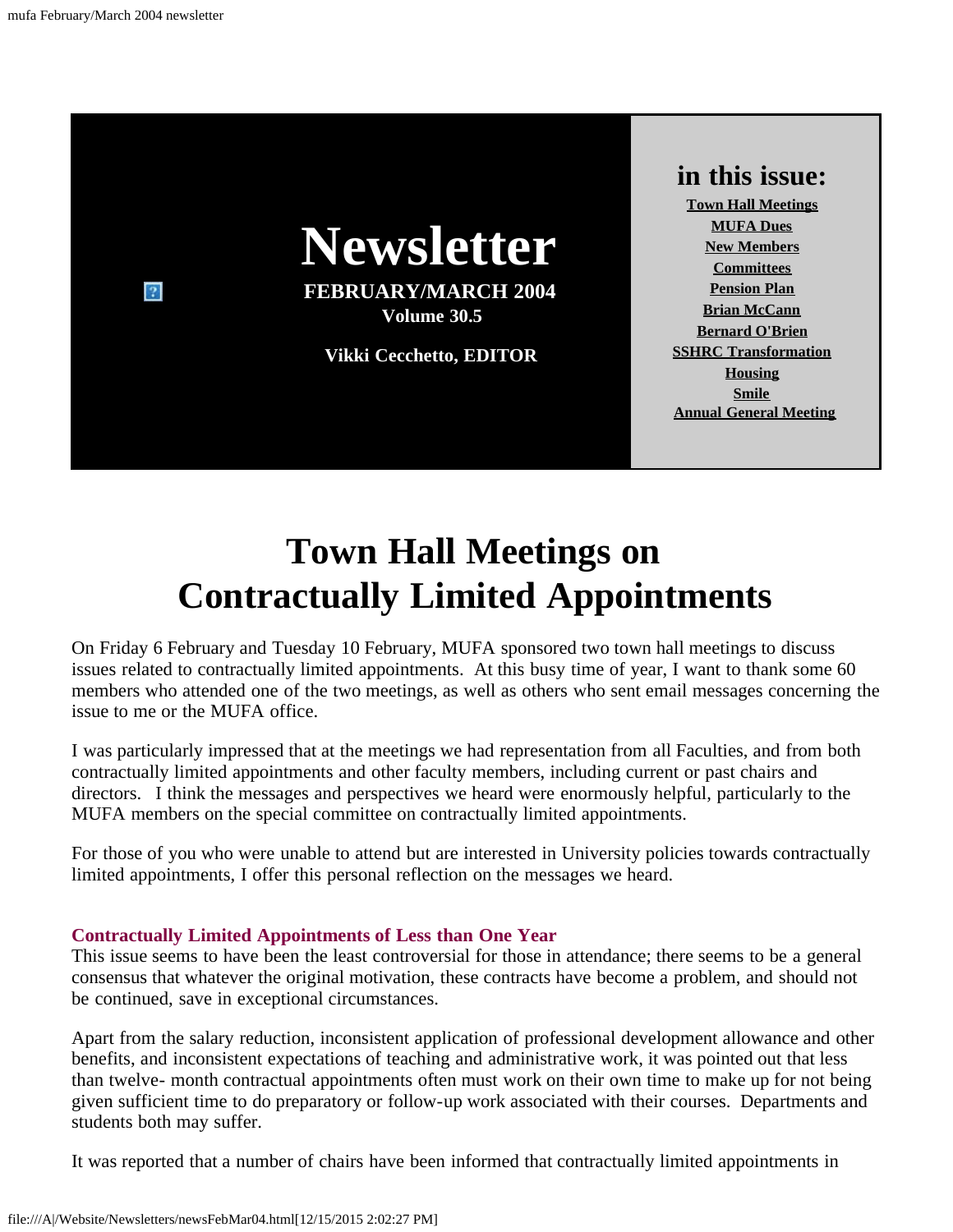# Newsletter

**FEBRUARY/MARCH 2004**
**Volume 30.5**

**Vikki Cecchetto, EDITOR**

## in this issue:

- Town Hall Meetings
- MUFA Dues
- New Members
- Committees
- Pension Plan
- Brian McCann
- Bernard O'Brien
- SSHRC Transformation
- Housing
- Smile
- Annual General Meeting

# Town Hall Meetings on Contractually Limited Appointments

On Friday 6 February and Tuesday 10 February, MUFA sponsored two town hall meetings to discuss issues related to contractually limited appointments. At this busy time of year, I want to thank some 60 members who attended one of the two meetings, as well as others who sent email messages concerning the issue to me or the MUFA office.

I was particularly impressed that at the meetings we had representation from all Faculties, and from both contractually limited appointments and other faculty members, including current or past chairs and directors. I think the messages and perspectives we heard were enormously helpful, particularly to the MUFA members on the special committee on contractually limited appointments.

For those of you who were unable to attend but are interested in University policies towards contractually limited appointments, I offer this personal reflection on the messages we heard.

### Contractually Limited Appointments of Less than One Year

This issue seems to have been the least controversial for those in attendance; there seems to be a general consensus that whatever the original motivation, these contracts have become a problem, and should not be continued, save in exceptional circumstances.

Apart from the salary reduction, inconsistent application of professional development allowance and other benefits, and inconsistent expectations of teaching and administrative work, it was pointed out that less than twelve- month contractual appointments often must work on their own time to make up for not being given sufficient time to do preparatory or follow-up work associated with their courses. Departments and students both may suffer.

It was reported that a number of chairs have been informed that contractually limited appointments in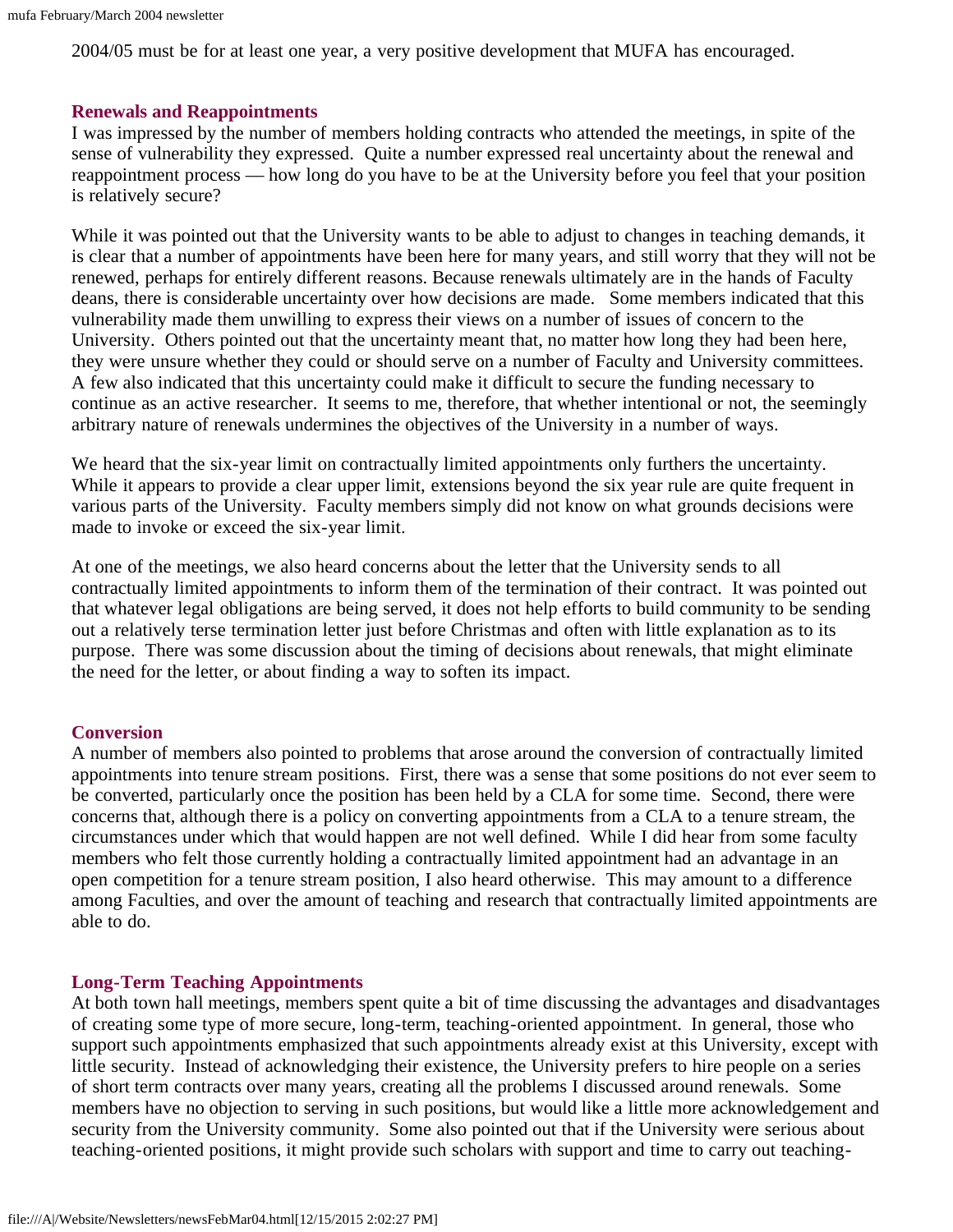2004/05 must be for at least one year, a very positive development that MUFA has encouraged.

### Renewals and Reappointments

I was impressed by the number of members holding contracts who attended the meetings, in spite of the sense of vulnerability they expressed. Quite a number expressed real uncertainty about the renewal and reappointment process — how long do you have to be at the University before you feel that your position is relatively secure?

While it was pointed out that the University wants to be able to adjust to changes in teaching demands, it is clear that a number of appointments have been here for many years, and still worry that they will not be renewed, perhaps for entirely different reasons. Because renewals ultimately are in the hands of Faculty deans, there is considerable uncertainty over how decisions are made. Some members indicated that this vulnerability made them unwilling to express their views on a number of issues of concern to the University. Others pointed out that the uncertainty meant that, no matter how long they had been here, they were unsure whether they could or should serve on a number of Faculty and University committees. A few also indicated that this uncertainty could make it difficult to secure the funding necessary to continue as an active researcher. It seems to me, therefore, that whether intentional or not, the seemingly arbitrary nature of renewals undermines the objectives of the University in a number of ways.

We heard that the six-year limit on contractually limited appointments only furthers the uncertainty. While it appears to provide a clear upper limit, extensions beyond the six year rule are quite frequent in various parts of the University. Faculty members simply did not know on what grounds decisions were made to invoke or exceed the six-year limit.

At one of the meetings, we also heard concerns about the letter that the University sends to all contractually limited appointments to inform them of the termination of their contract. It was pointed out that whatever legal obligations are being served, it does not help efforts to build community to be sending out a relatively terse termination letter just before Christmas and often with little explanation as to its purpose. There was some discussion about the timing of decisions about renewals, that might eliminate the need for the letter, or about finding a way to soften its impact.

### Conversion

A number of members also pointed to problems that arose around the conversion of contractually limited appointments into tenure stream positions. First, there was a sense that some positions do not ever seem to be converted, particularly once the position has been held by a CLA for some time. Second, there were concerns that, although there is a policy on converting appointments from a CLA to a tenure stream, the circumstances under which that would happen are not well defined. While I did hear from some faculty members who felt those currently holding a contractually limited appointment had an advantage in an open competition for a tenure stream position, I also heard otherwise. This may amount to a difference among Faculties, and over the amount of teaching and research that contractually limited appointments are able to do.

### Long-Term Teaching Appointments

At both town hall meetings, members spent quite a bit of time discussing the advantages and disadvantages of creating some type of more secure, long-term, teaching-oriented appointment. In general, those who support such appointments emphasized that such appointments already exist at this University, except with little security. Instead of acknowledging their existence, the University prefers to hire people on a series of short term contracts over many years, creating all the problems I discussed around renewals. Some members have no objection to serving in such positions, but would like a little more acknowledgement and security from the University community. Some also pointed out that if the University were serious about teaching-oriented positions, it might provide such scholars with support and time to carry out teaching-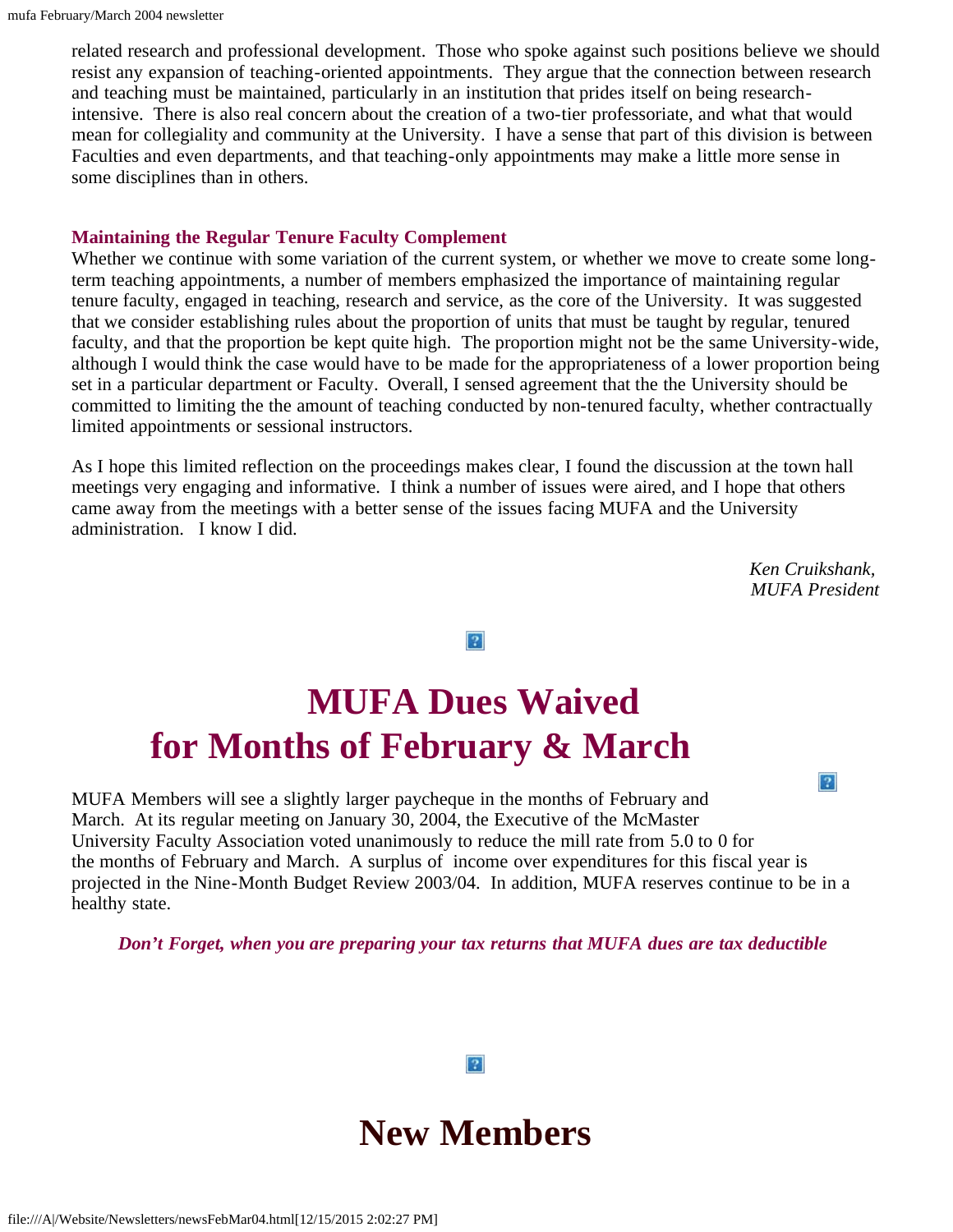related research and professional development. Those who spoke against such positions believe we should resist any expansion of teaching-oriented appointments. They argue that the connection between research and teaching must be maintained, particularly in an institution that prides itself on being research-intensive. There is also real concern about the creation of a two-tier professoriate, and what that would mean for collegiality and community at the University. I have a sense that part of this division is between Faculties and even departments, and that teaching-only appointments may make a little more sense in some disciplines than in others.

### Maintaining the Regular Tenure Faculty Complement

Whether we continue with some variation of the current system, or whether we move to create some long-term teaching appointments, a number of members emphasized the importance of maintaining regular tenure faculty, engaged in teaching, research and service, as the core of the University. It was suggested that we consider establishing rules about the proportion of units that must be taught by regular, tenured faculty, and that the proportion be kept quite high. The proportion might not be the same University-wide, although I would think the case would have to be made for the appropriateness of a lower proportion being set in a particular department or Faculty. Overall, I sensed agreement that the the University should be committed to limiting the the amount of teaching conducted by non-tenured faculty, whether contractually limited appointments or sessional instructors.

As I hope this limited reflection on the proceedings makes clear, I found the discussion at the town hall meetings very engaging and informative. I think a number of issues were aired, and I hope that others came away from the meetings with a better sense of the issues facing MUFA and the University administration. I know I did.

*Ken Cruikshank,*
*MUFA President*

# MUFA Dues Waived for Months of February & March

MUFA Members will see a slightly larger paycheque in the months of February and March. At its regular meeting on January 30, 2004, the Executive of the McMaster University Faculty Association voted unanimously to reduce the mill rate from 5.0 to 0 for the months of February and March. A surplus of income over expenditures for this fiscal year is projected in the Nine-Month Budget Review 2003/04. In addition, MUFA reserves continue to be in a healthy state.

***Don't Forget, when you are preparing your tax returns that MUFA dues are tax deductible***

# New Members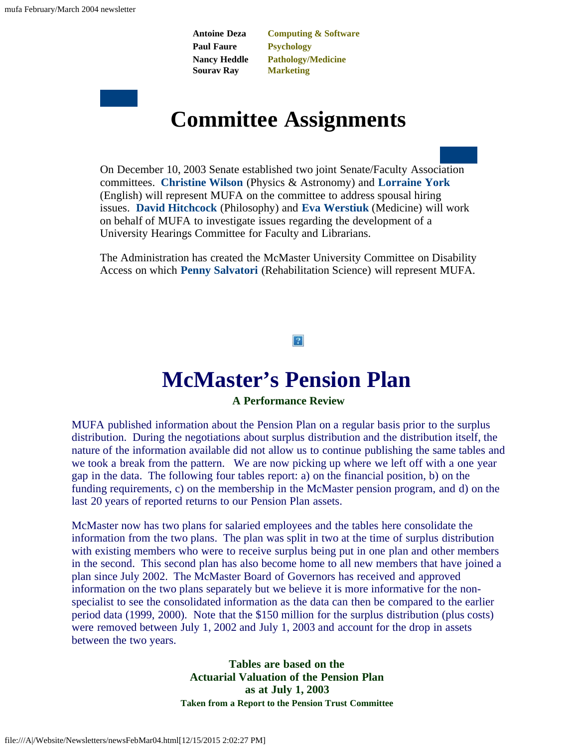| | |
|---|---|
| **Antoine Deza** | **Computing & Software** |
| **Paul Faure** | **Psychology** |
| **Nancy Heddle** | **Pathology/Medicine** |
| **Sourav Ray** | **Marketing** |

# Committee Assignments

On December 10, 2003 Senate established two joint Senate/Faculty Association committees. **Christine Wilson** (Physics & Astronomy) and **Lorraine York** (English) will represent MUFA on the committee to address spousal hiring issues. **David Hitchcock** (Philosophy) and **Eva Werstiuk** (Medicine) will work on behalf of MUFA to investigate issues regarding the development of a University Hearings Committee for Faculty and Librarians.

The Administration has created the McMaster University Committee on Disability Access on which **Penny Salvatori** (Rehabilitation Science) will represent MUFA.

# McMaster's Pension Plan

### A Performance Review

MUFA published information about the Pension Plan on a regular basis prior to the surplus distribution. During the negotiations about surplus distribution and the distribution itself, the nature of the information available did not allow us to continue publishing the same tables and we took a break from the pattern. We are now picking up where we left off with a one year gap in the data. The following four tables report: a) on the financial position, b) on the funding requirements, c) on the membership in the McMaster pension program, and d) on the last 20 years of reported returns to our Pension Plan assets.

McMaster now has two plans for salaried employees and the tables here consolidate the information from the two plans. The plan was split in two at the time of surplus distribution with existing members who were to receive surplus being put in one plan and other members in the second. This second plan has also become home to all new members that have joined a plan since July 2002. The McMaster Board of Governors has received and approved information on the two plans separately but we believe it is more informative for the non-specialist to see the consolidated information as the data can then be compared to the earlier period data (1999, 2000). Note that the $150 million for the surplus distribution (plus costs) were removed between July 1, 2002 and July 1, 2003 and account for the drop in assets between the two years.

**Tables are based on the Actuarial Valuation of the Pension Plan as at July 1, 2003**

**Taken from a Report to the Pension Trust Committee**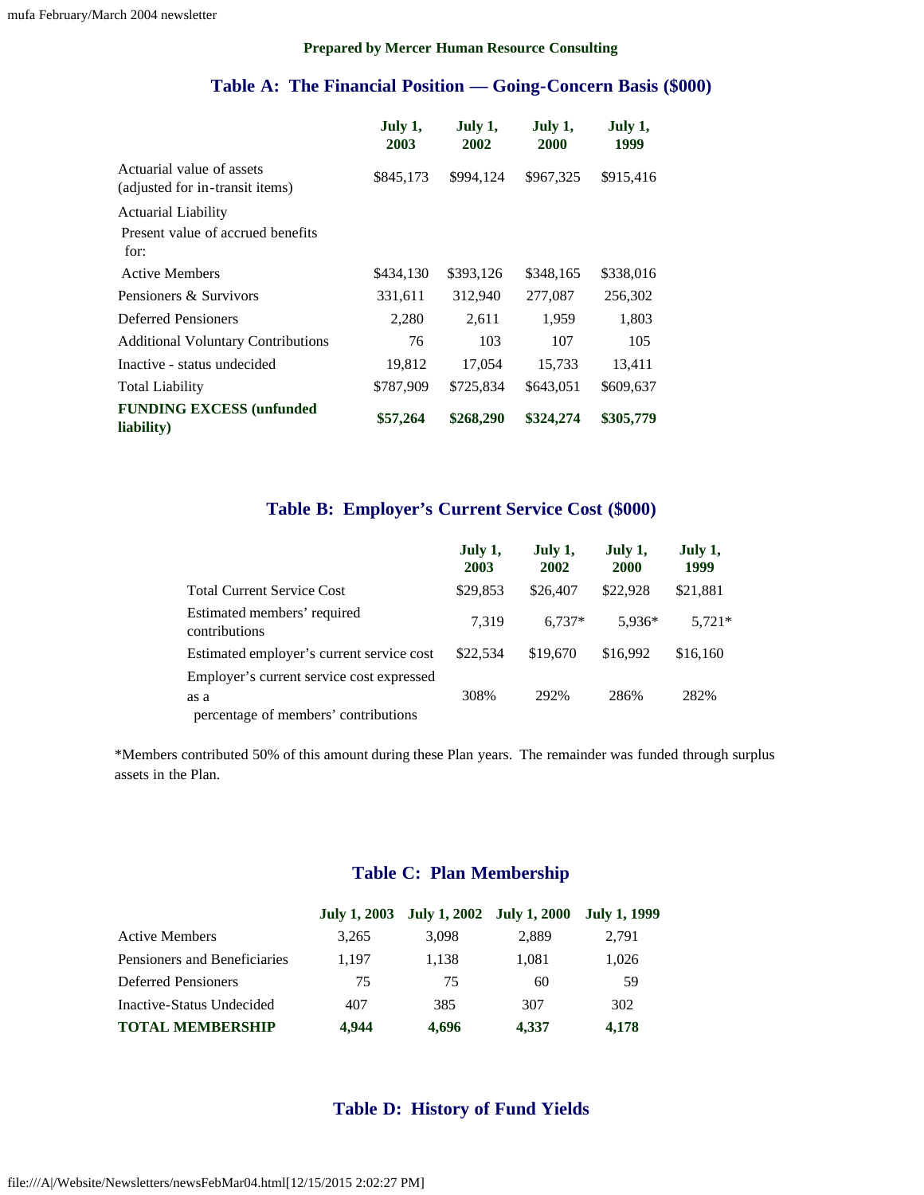**Prepared by Mercer Human Resource Consulting**

## Table A: The Financial Position — Going-Concern Basis ($000)

| | July 1, 2003 | July 1, 2002 | July 1, 2000 | July 1, 1999 |
|---|---|---|---|---|
| Actuarial value of assets (adjusted for in-transit items) | $845,173 | $994,124 | $967,325 | $915,416 |
| Actuarial Liability | | | | |
| Present value of accrued benefits for: | | | | |
| Active Members | $434,130 | $393,126 | $348,165 | $338,016 |
| Pensioners & Survivors | 331,611 | 312,940 | 277,087 | 256,302 |
| Deferred Pensioners | 2,280 | 2,611 | 1,959 | 1,803 |
| Additional Voluntary Contributions | 76 | 103 | 107 | 105 |
| Inactive - status undecided | 19,812 | 17,054 | 15,733 | 13,411 |
| Total Liability | $787,909 | $725,834 | $643,051 | $609,637 |
| **FUNDING EXCESS (unfunded liability)** | **$57,264** | **$268,290** | **$324,274** | **$305,779** |

## Table B: Employer's Current Service Cost ($000)

| | July 1, 2003 | July 1, 2002 | July 1, 2000 | July 1, 1999 |
|---|---|---|---|---|
| Total Current Service Cost | $29,853 | $26,407 | $22,928 | $21,881 |
| Estimated members' required contributions | 7,319 | 6,737* | 5,936* | 5,721* |
| Estimated employer's current service cost | $22,534 | $19,670 | $16,992 | $16,160 |
| Employer's current service cost expressed as a percentage of members' contributions | 308% | 292% | 286% | 282% |

*Members contributed 50% of this amount during these Plan years. The remainder was funded through surplus assets in the Plan.

## Table C: Plan Membership

| | July 1, 2003 | July 1, 2002 | July 1, 2000 | July 1, 1999 |
|---|---|---|---|---|
| Active Members | 3,265 | 3,098 | 2,889 | 2,791 |
| Pensioners and Beneficiaries | 1,197 | 1,138 | 1,081 | 1,026 |
| Deferred Pensioners | 75 | 75 | 60 | 59 |
| Inactive-Status Undecided | 407 | 385 | 307 | 302 |
| **TOTAL MEMBERSHIP** | **4,944** | **4,696** | **4,337** | **4,178** |

## Table D: History of Fund Yields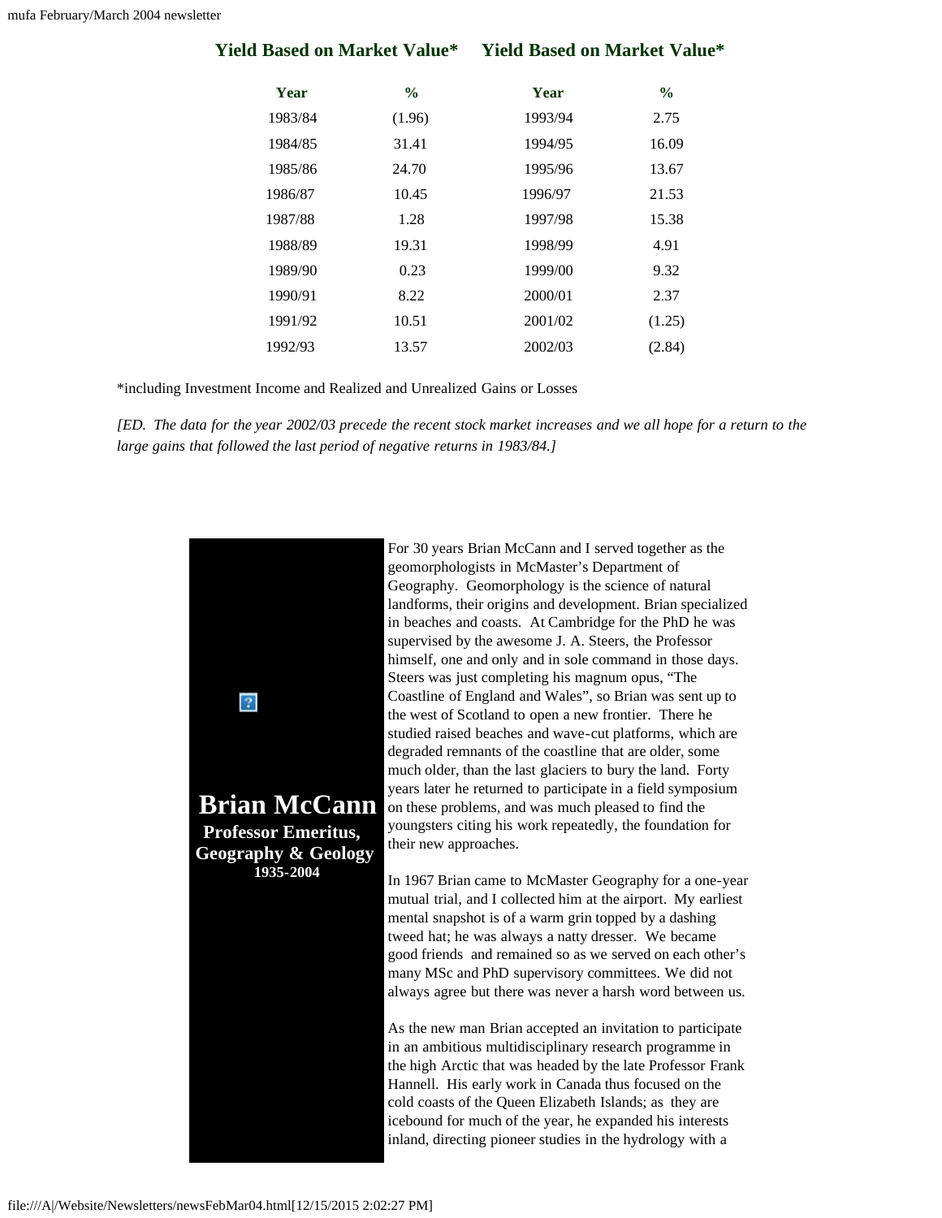| Yield Based on Market Value* | | Yield Based on Market Value* | |
|---|---|---|---|
| **Year** | **%** | **Year** | **%** |
| 1983/84 | (1.96) | 1993/94 | 2.75 |
| 1984/85 | 31.41 | 1994/95 | 16.09 |
| 1985/86 | 24.70 | 1995/96 | 13.67 |
| 1986/87 | 10.45 | 1996/97 | 21.53 |
| 1987/88 | 1.28 | 1997/98 | 15.38 |
| 1988/89 | 19.31 | 1998/99 | 4.91 |
| 1989/90 | 0.23 | 1999/00 | 9.32 |
| 1990/91 | 8.22 | 2000/01 | 2.37 |
| 1991/92 | 10.51 | 2001/02 | (1.25) |
| 1992/93 | 13.57 | 2002/03 | (2.84) |

*including Investment Income and Realized and Unrealized Gains or Losses

*[ED. The data for the year 2002/03 precede the recent stock market increases and we all hope for a return to the large gains that followed the last period of negative returns in 1983/84.]*

## Brian McCann

**Professor Emeritus, Geography & Geology**

**1935-2004**

For 30 years Brian McCann and I served together as the geomorphologists in McMaster's Department of Geography. Geomorphology is the science of natural landforms, their origins and development. Brian specialized in beaches and coasts. At Cambridge for the PhD he was supervised by the awesome J. A. Steers, the Professor himself, one and only and in sole command in those days. Steers was just completing his magnum opus, "The Coastline of England and Wales", so Brian was sent up to the west of Scotland to open a new frontier. There he studied raised beaches and wave-cut platforms, which are degraded remnants of the coastline that are older, some much older, than the last glaciers to bury the land. Forty years later he returned to participate in a field symposium on these problems, and was much pleased to find the youngsters citing his work repeatedly, the foundation for their new approaches.

In 1967 Brian came to McMaster Geography for a one-year mutual trial, and I collected him at the airport. My earliest mental snapshot is of a warm grin topped by a dashing tweed hat; he was always a natty dresser. We became good friends and remained so as we served on each other's many MSc and PhD supervisory committees. We did not always agree but there was never a harsh word between us.

As the new man Brian accepted an invitation to participate in an ambitious multidisciplinary research programme in the high Arctic that was headed by the late Professor Frank Hannell. His early work in Canada thus focused on the cold coasts of the Queen Elizabeth Islands; as they are icebound for much of the year, he expanded his interests inland, directing pioneer studies in the hydrology with a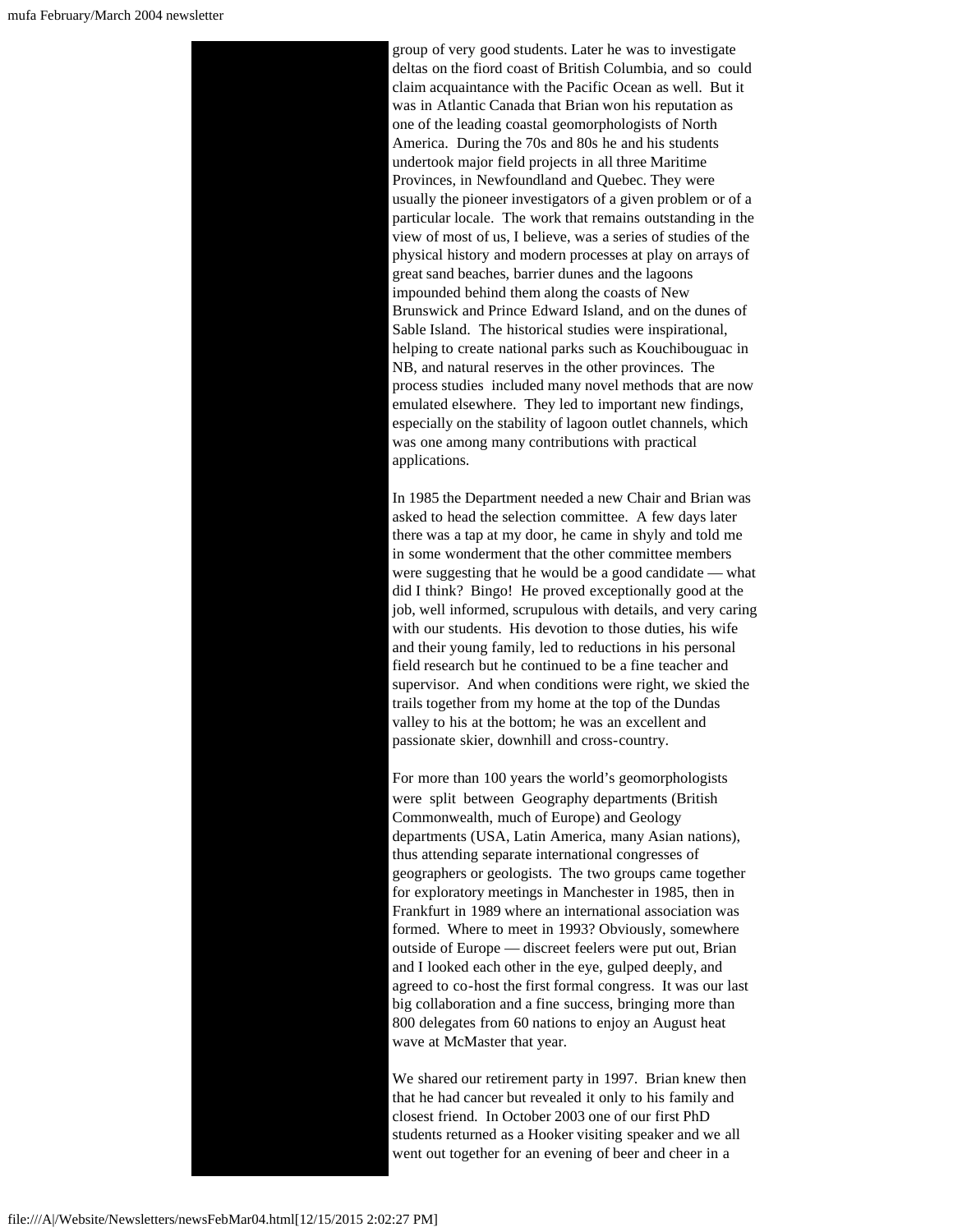group of very good students. Later he was to investigate deltas on the fiord coast of British Columbia, and so could claim acquaintance with the Pacific Ocean as well. But it was in Atlantic Canada that Brian won his reputation as one of the leading coastal geomorphologists of North America. During the 70s and 80s he and his students undertook major field projects in all three Maritime Provinces, in Newfoundland and Quebec. They were usually the pioneer investigators of a given problem or of a particular locale. The work that remains outstanding in the view of most of us, I believe, was a series of studies of the physical history and modern processes at play on arrays of great sand beaches, barrier dunes and the lagoons impounded behind them along the coasts of New Brunswick and Prince Edward Island, and on the dunes of Sable Island. The historical studies were inspirational, helping to create national parks such as Kouchibouguac in NB, and natural reserves in the other provinces. The process studies included many novel methods that are now emulated elsewhere. They led to important new findings, especially on the stability of lagoon outlet channels, which was one among many contributions with practical applications.

In 1985 the Department needed a new Chair and Brian was asked to head the selection committee. A few days later there was a tap at my door, he came in shyly and told me in some wonderment that the other committee members were suggesting that he would be a good candidate — what did I think? Bingo! He proved exceptionally good at the job, well informed, scrupulous with details, and very caring with our students. His devotion to those duties, his wife and their young family, led to reductions in his personal field research but he continued to be a fine teacher and supervisor. And when conditions were right, we skied the trails together from my home at the top of the Dundas valley to his at the bottom; he was an excellent and passionate skier, downhill and cross-country.

For more than 100 years the world's geomorphologists were split between Geography departments (British Commonwealth, much of Europe) and Geology departments (USA, Latin America, many Asian nations), thus attending separate international congresses of geographers or geologists. The two groups came together for exploratory meetings in Manchester in 1985, then in Frankfurt in 1989 where an international association was formed. Where to meet in 1993? Obviously, somewhere outside of Europe — discreet feelers were put out, Brian and I looked each other in the eye, gulped deeply, and agreed to co-host the first formal congress. It was our last big collaboration and a fine success, bringing more than 800 delegates from 60 nations to enjoy an August heat wave at McMaster that year.

We shared our retirement party in 1997. Brian knew then that he had cancer but revealed it only to his family and closest friend. In October 2003 one of our first PhD students returned as a Hooker visiting speaker and we all went out together for an evening of beer and cheer in a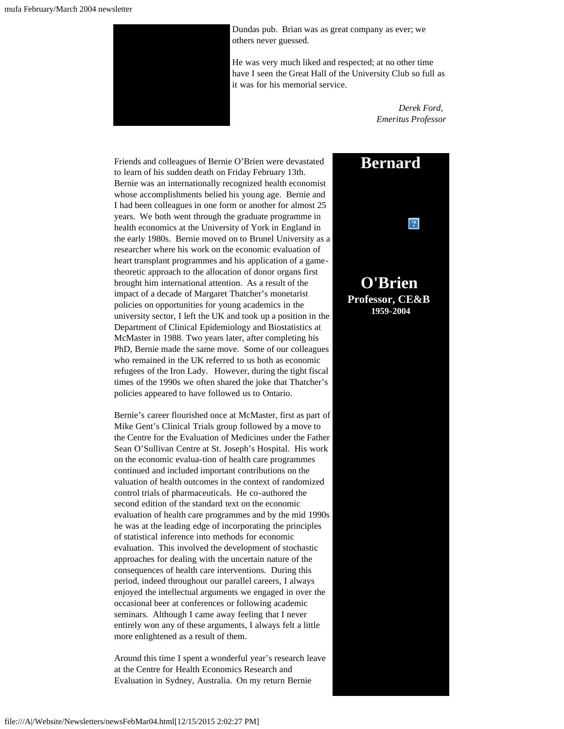Dundas pub. Brian was as great company as ever; we others never guessed.

He was very much liked and respected; at no other time have I seen the Great Hall of the University Club so full as it was for his memorial service.

*Derek Ford,*
*Emeritus Professor*

## Bernard O'Brien
**Professor, CE&B**
**1959-2004**

Friends and colleagues of Bernie O'Brien were devastated to learn of his sudden death on Friday February 13th. Bernie was an internationally recognized health economist whose accomplishments belied his young age. Bernie and I had been colleagues in one form or another for almost 25 years. We both went through the graduate programme in health economics at the University of York in England in the early 1980s. Bernie moved on to Brunel University as a researcher where his work on the economic evaluation of heart transplant programmes and his application of a game-theoretic approach to the allocation of donor organs first brought him international attention. As a result of the impact of a decade of Margaret Thatcher's monetarist policies on opportunities for young academics in the university sector, I left the UK and took up a position in the Department of Clinical Epidemiology and Biostatistics at McMaster in 1988. Two years later, after completing his PhD, Bernie made the same move. Some of our colleagues who remained in the UK referred to us both as economic refugees of the Iron Lady. However, during the tight fiscal times of the 1990s we often shared the joke that Thatcher's policies appeared to have followed us to Ontario.

Bernie's career flourished once at McMaster, first as part of Mike Gent's Clinical Trials group followed by a move to the Centre for the Evaluation of Medicines under the Father Sean O'Sullivan Centre at St. Joseph's Hospital. His work on the economic evalua-tion of health care programmes continued and included important contributions on the valuation of health outcomes in the context of randomized control trials of pharmaceuticals. He co-authored the second edition of the standard text on the economic evaluation of health care programmes and by the mid 1990s he was at the leading edge of incorporating the principles of statistical inference into methods for economic evaluation. This involved the development of stochastic approaches for dealing with the uncertain nature of the consequences of health care interventions. During this period, indeed throughout our parallel careers, I always enjoyed the intellectual arguments we engaged in over the occasional beer at conferences or following academic seminars. Although I came away feeling that I never entirely won any of these arguments, I always felt a little more enlightened as a result of them.

Around this time I spent a wonderful year's research leave at the Centre for Health Economics Research and Evaluation in Sydney, Australia. On my return Bernie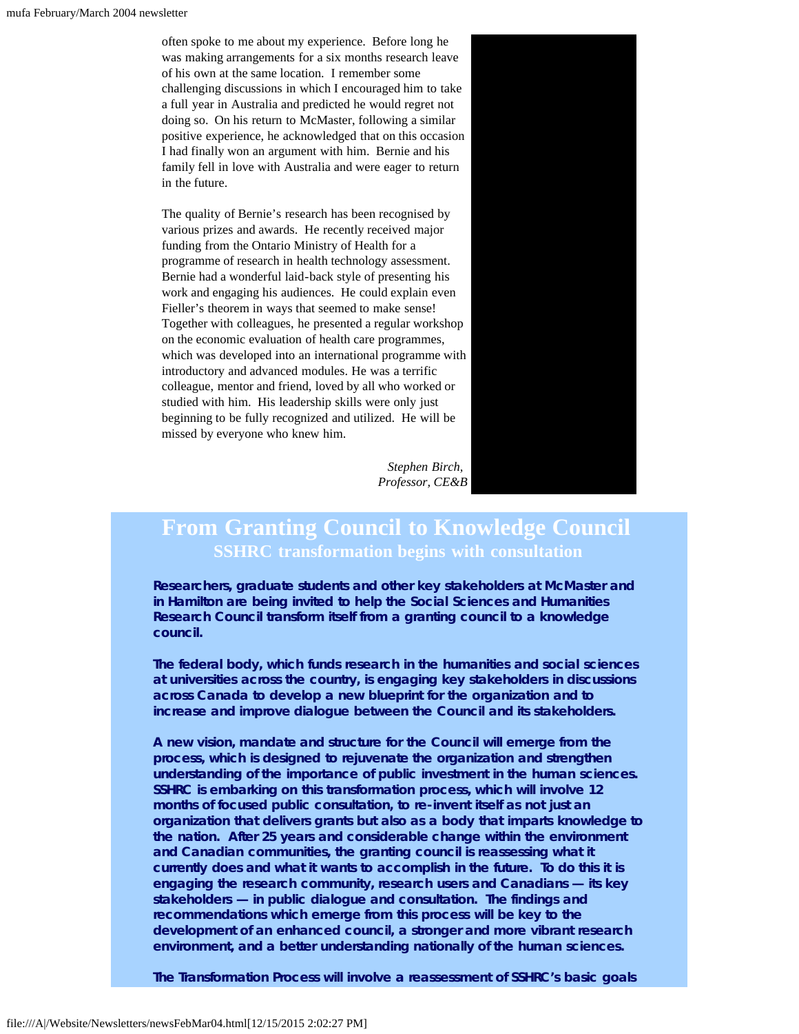often spoke to me about my experience. Before long he was making arrangements for a six months research leave of his own at the same location. I remember some challenging discussions in which I encouraged him to take a full year in Australia and predicted he would regret not doing so. On his return to McMaster, following a similar positive experience, he acknowledged that on this occasion I had finally won an argument with him. Bernie and his family fell in love with Australia and were eager to return in the future.

The quality of Bernie's research has been recognised by various prizes and awards. He recently received major funding from the Ontario Ministry of Health for a programme of research in health technology assessment. Bernie had a wonderful laid-back style of presenting his work and engaging his audiences. He could explain even Fieller's theorem in ways that seemed to make sense! Together with colleagues, he presented a regular workshop on the economic evaluation of health care programmes, which was developed into an international programme with introductory and advanced modules. He was a terrific colleague, mentor and friend, loved by all who worked or studied with him. His leadership skills were only just beginning to be fully recognized and utilized. He will be missed by everyone who knew him.

*Stephen Birch,*
*Professor, CE&B*

# From Granting Council to Knowledge Council

## SSHRC transformation begins with consultation

**Researchers, graduate students and other key stakeholders at McMaster and in Hamilton are being invited to help the Social Sciences and Humanities Research Council transform itself from a granting council to a knowledge council.**

**The federal body, which funds research in the humanities and social sciences at universities across the country, is engaging key stakeholders in discussions across Canada to develop a new blueprint for the organization and to increase and improve dialogue between the Council and its stakeholders.**

**A new vision, mandate and structure for the Council will emerge from the process, which is designed to rejuvenate the organization and strengthen understanding of the importance of public investment in the human sciences. SSHRC is embarking on this transformation process, which will involve 12 months of focused public consultation, to re-invent itself as not just an organization that delivers grants but also as a body that imparts knowledge to the nation. After 25 years and considerable change within the environment and Canadian communities, the granting council is reassessing what it currently does and what it wants to accomplish in the future. To do this it is engaging the research community, research users and Canadians — its key stakeholders — in public dialogue and consultation. The findings and recommendations which emerge from this process will be key to the development of an enhanced council, a stronger and more vibrant research environment, and a better understanding nationally of the human sciences.**

**The Transformation Process will involve a reassessment of SSHRC's basic goals**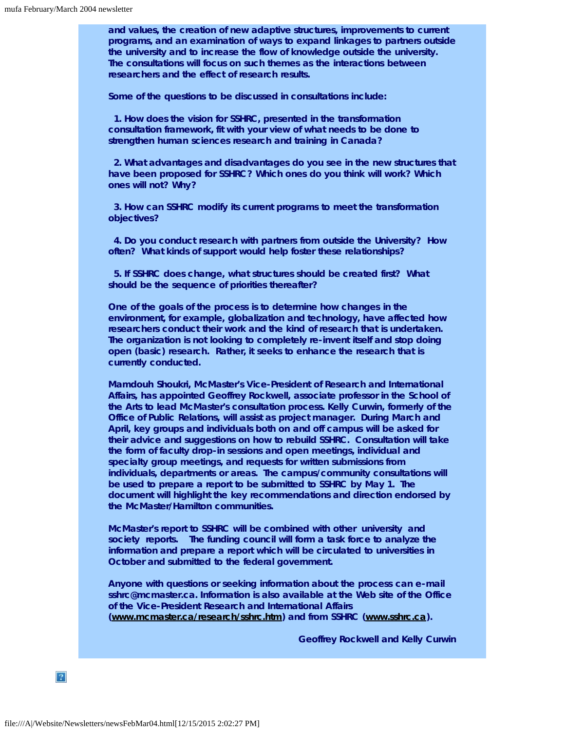and values, the creation of new adaptive structures, improvements to current programs, and an examination of ways to expand linkages to partners outside the university and to increase the flow of knowledge outside the university. The consultations will focus on such themes as the interactions between researchers and the effect of research results.

Some of the questions to be discussed in consultations include:

1. How does the vision for SSHRC, presented in the transformation consultation framework, fit with your view of what needs to be done to strengthen human sciences research and training in Canada?

2. What advantages and disadvantages do you see in the new structures that have been proposed for SSHRC? Which ones do you think will work? Which ones will not? Why?

3. How can SSHRC modify its current programs to meet the transformation objectives?

4. Do you conduct research with partners from outside the University? How often? What kinds of support would help foster these relationships?

5. If SSHRC does change, what structures should be created first? What should be the sequence of priorities thereafter?

One of the goals of the process is to determine how changes in the environment, for example, globalization and technology, have affected how researchers conduct their work and the kind of research that is undertaken. The organization is not looking to completely re-invent itself and stop doing open (basic) research. Rather, it seeks to enhance the research that is currently conducted.

Mamdouh Shoukri, McMaster's Vice-President of Research and International Affairs, has appointed Geoffrey Rockwell, associate professor in the School of the Arts to lead McMaster's consultation process. Kelly Curwin, formerly of the Office of Public Relations, will assist as project manager. During March and April, key groups and individuals both on and off campus will be asked for their advice and suggestions on how to rebuild SSHRC. Consultation will take the form of faculty drop-in sessions and open meetings, individual and specialty group meetings, and requests for written submissions from individuals, departments or areas. The campus/community consultations will be used to prepare a report to be submitted to SSHRC by May 1. The document will highlight the key recommendations and direction endorsed by the McMaster/Hamilton communities.

McMaster's report to SSHRC will be combined with other university and society reports. The funding council will form a task force to analyze the information and prepare a report which will be circulated to universities in October and submitted to the federal government.

Anyone with questions or seeking information about the process can e-mail sshrc@mcmaster.ca. Information is also available at the Web site of the Office of the Vice-President Research and International Affairs (www.mcmaster.ca/research/sshrc.htm) and from SSHRC (www.sshrc.ca).

Geoffrey Rockwell and Kelly Curwin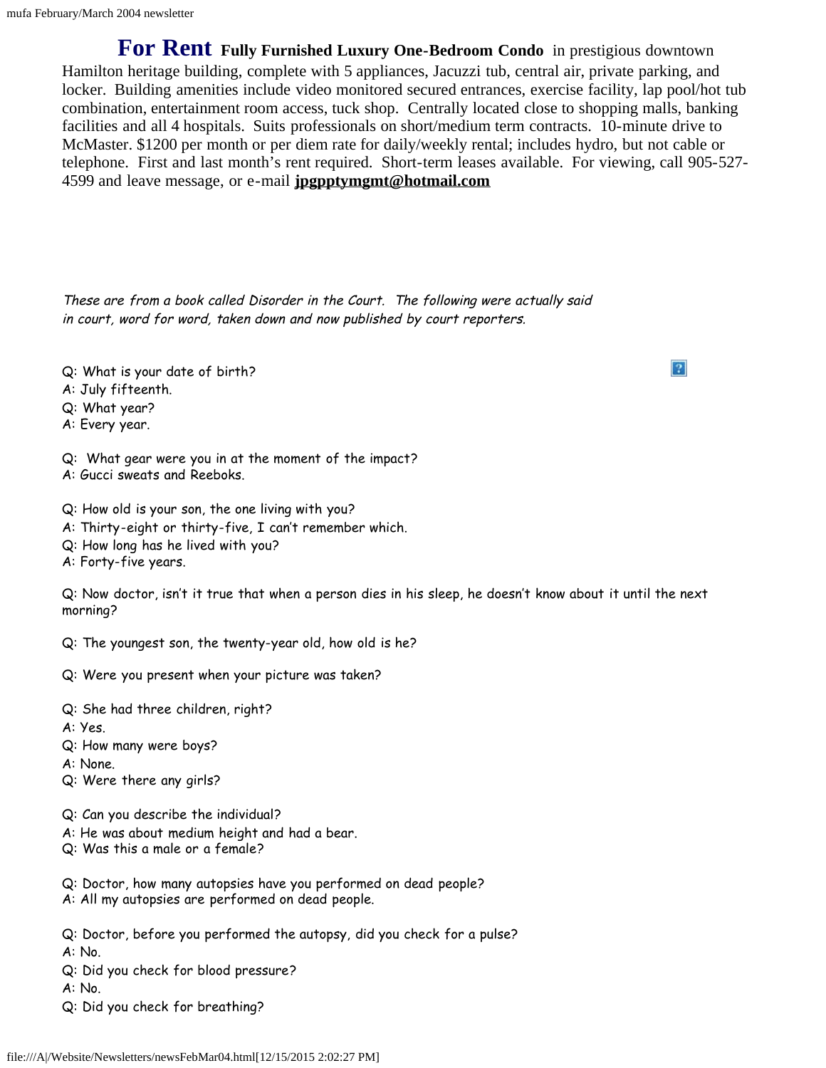**For Rent** **Fully Furnished Luxury One-Bedroom Condo** in prestigious downtown Hamilton heritage building, complete with 5 appliances, Jacuzzi tub, central air, private parking, and locker. Building amenities include video monitored secured entrances, exercise facility, lap pool/hot tub combination, entertainment room access, tuck shop. Centrally located close to shopping malls, banking facilities and all 4 hospitals. Suits professionals on short/medium term contracts. 10-minute drive to McMaster. $1200 per month or per diem rate for daily/weekly rental; includes hydro, but not cable or telephone. First and last month's rent required. Short-term leases available. For viewing, call 905-527-4599 and leave message, or e-mail **jpgpptymgmt@hotmail.com**

*These are from a book called Disorder in the Court. The following were actually said in court, word for word, taken down and now published by court reporters.*

Q: What is your date of birth?
A: July fifteenth.
Q: What year?
A: Every year.

Q: What gear were you in at the moment of the impact?
A: Gucci sweats and Reeboks.

Q: How old is your son, the one living with you?
A: Thirty-eight or thirty-five, I can't remember which.
Q: How long has he lived with you?
A: Forty-five years.

Q: Now doctor, isn't it true that when a person dies in his sleep, he doesn't know about it until the next morning?

Q: The youngest son, the twenty-year old, how old is he?

Q: Were you present when your picture was taken?

Q: She had three children, right?
A: Yes.
Q: How many were boys?
A: None.
Q: Were there any girls?

Q: Can you describe the individual?
A: He was about medium height and had a bear.
Q: Was this a male or a female?

Q: Doctor, how many autopsies have you performed on dead people?
A: All my autopsies are performed on dead people.

Q: Doctor, before you performed the autopsy, did you check for a pulse?
A: No.
Q: Did you check for blood pressure?
A: No.
Q: Did you check for breathing?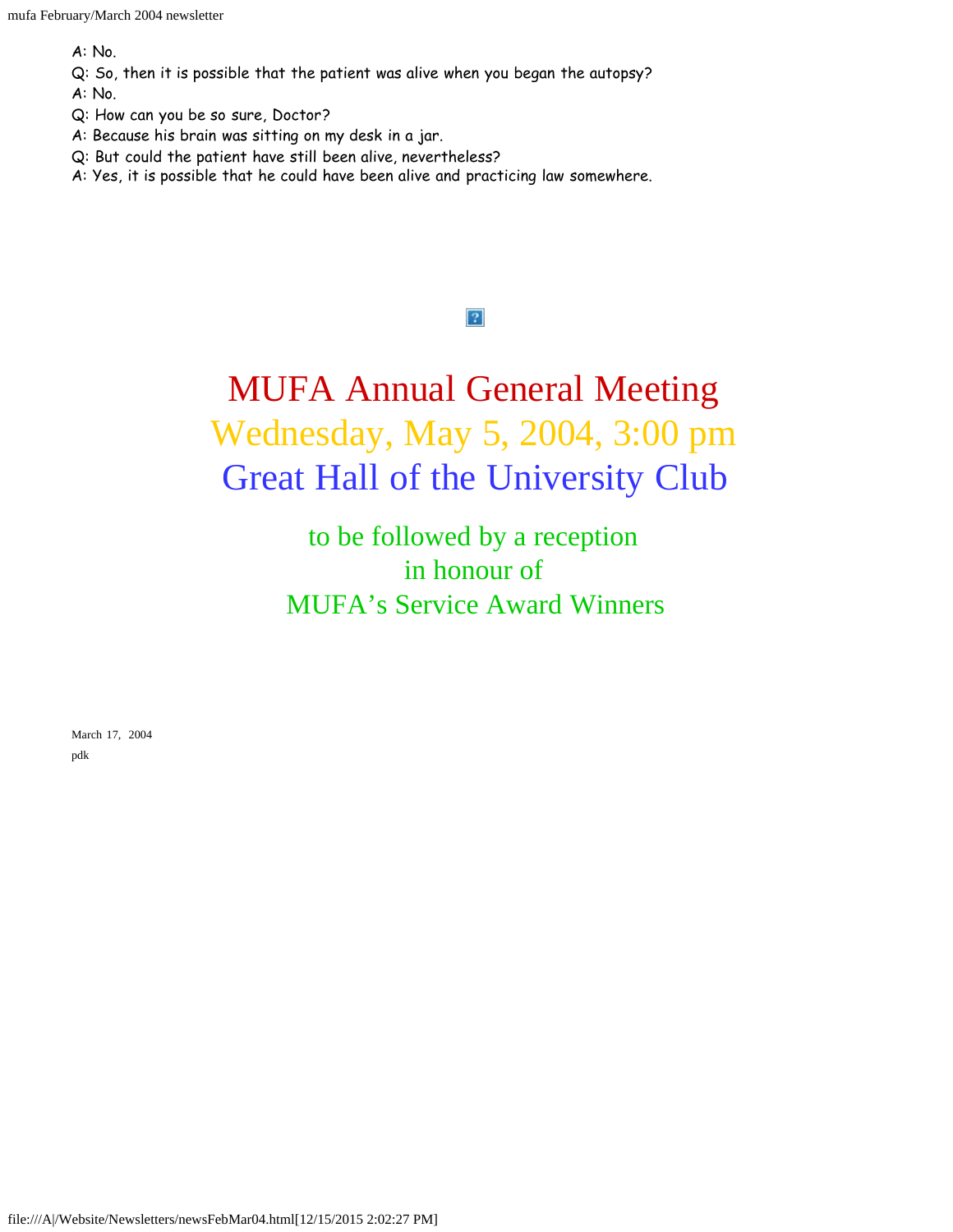A: No.

Q: So, then it is possible that the patient was alive when you began the autopsy?

A: No.

Q: How can you be so sure, Doctor?

A: Because his brain was sitting on my desk in a jar.

Q: But could the patient have still been alive, nevertheless?

A: Yes, it is possible that he could have been alive and practicing law somewhere.

# MUFA Annual General Meeting

## Wednesday, May 5, 2004, 3:00 pm

## Great Hall of the University Club

to be followed by a reception
in honour of
MUFA's Service Award Winners

March 17, 2004

pdk